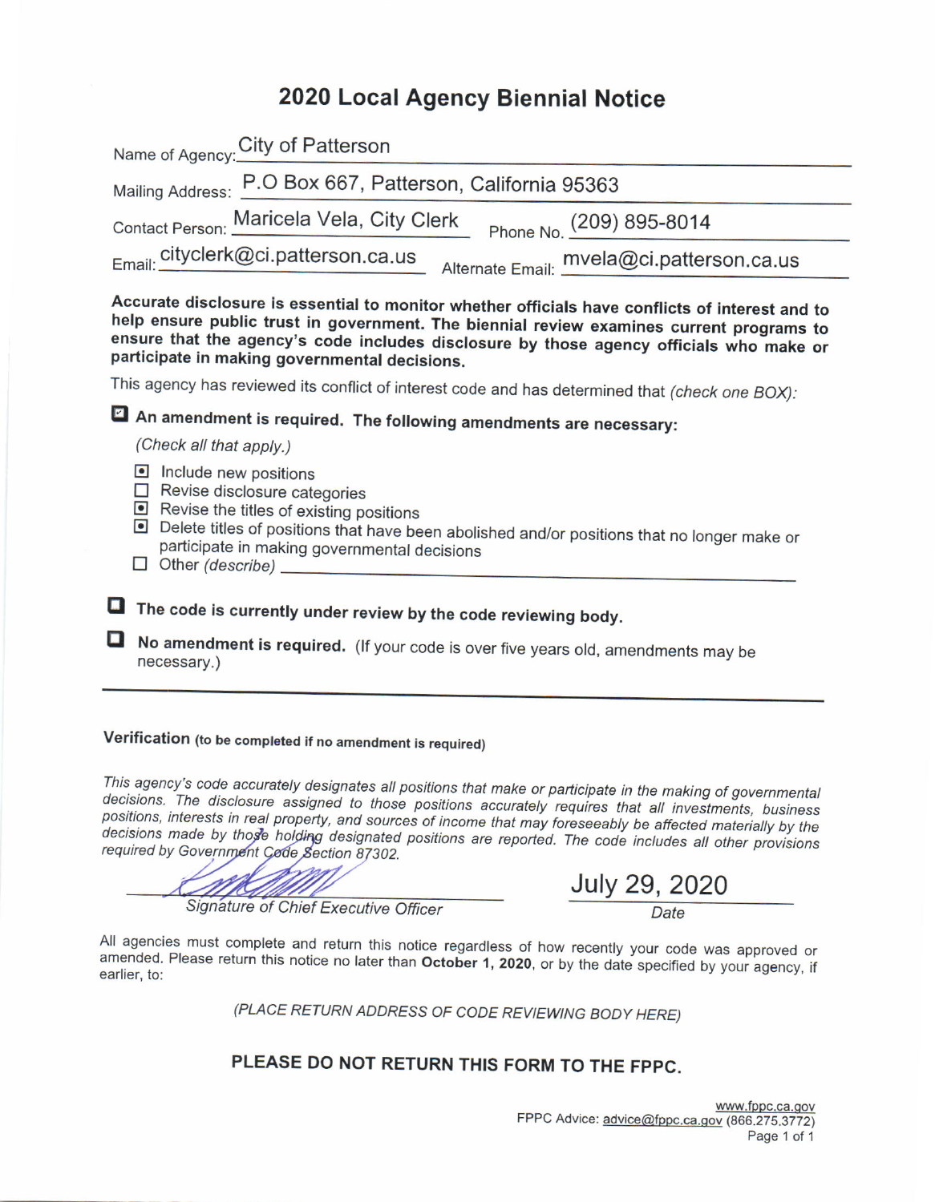# 2020 Local Agency Biennial Notice

Name of Agency: City of Patterson

Mailing Address: P.O Box 667, Patterson, California 95363

Contact Person: Maricela Vela, City Clerk Phone No. (209) 895-8014

Email: cityclerk@ci.patterson.ca.us Alternate Email: mvela@ci.patterson.ca.us

**Accurate disclosure is essential to monitor whether officials have conflicts of interest and to help ensure public trust in government. The biennial review examines current programs to ensure that the agency's code includes disclosure by those agency officials who make or participate in making governmental decisions.**

This agency has reviewed its conflict of interest code and has determined that *(check one BOX)*:

- [x] **An amendment is required. The following amendments are necessary:**

  *(Check all that apply.)*

  - [x] Include new positions
  - [ ] Revise disclosure categories
  - [x] Revise the titles of existing positions
  - [x] Delete titles of positions that have been abolished and/or positions that no longer make or participate in making governmental decisions
  - [ ] Other *(describe)* ______________________

- [ ] **The code is currently under review by the code reviewing body.**

- [ ] **No amendment is required.** (If your code is over five years old, amendments may be necessary.)

---

**Verification (to be completed if no amendment is required)**

*This agency's code accurately designates all positions that make or participate in the making of governmental decisions. The disclosure assigned to those positions accurately requires that all investments, business positions, interests in real property, and sources of income that may foreseeably be affected materially by the decisions made by those holding designated positions are reported. The code includes all other provisions required by Government Code Section 87302.*

_______________________________ July 29, 2020

*Signature of Chief Executive Officer* *Date*

All agencies must complete and return this notice regardless of how recently your code was approved or amended. Please return this notice no later than **October 1, 2020**, or by the date specified by your agency, if earlier, to:

*(PLACE RETURN ADDRESS OF CODE REVIEWING BODY HERE)*

**PLEASE DO NOT RETURN THIS FORM TO THE FPPC.**

www.fppc.ca.gov
FPPC Advice: advice@fppc.ca.gov (866.275.3772)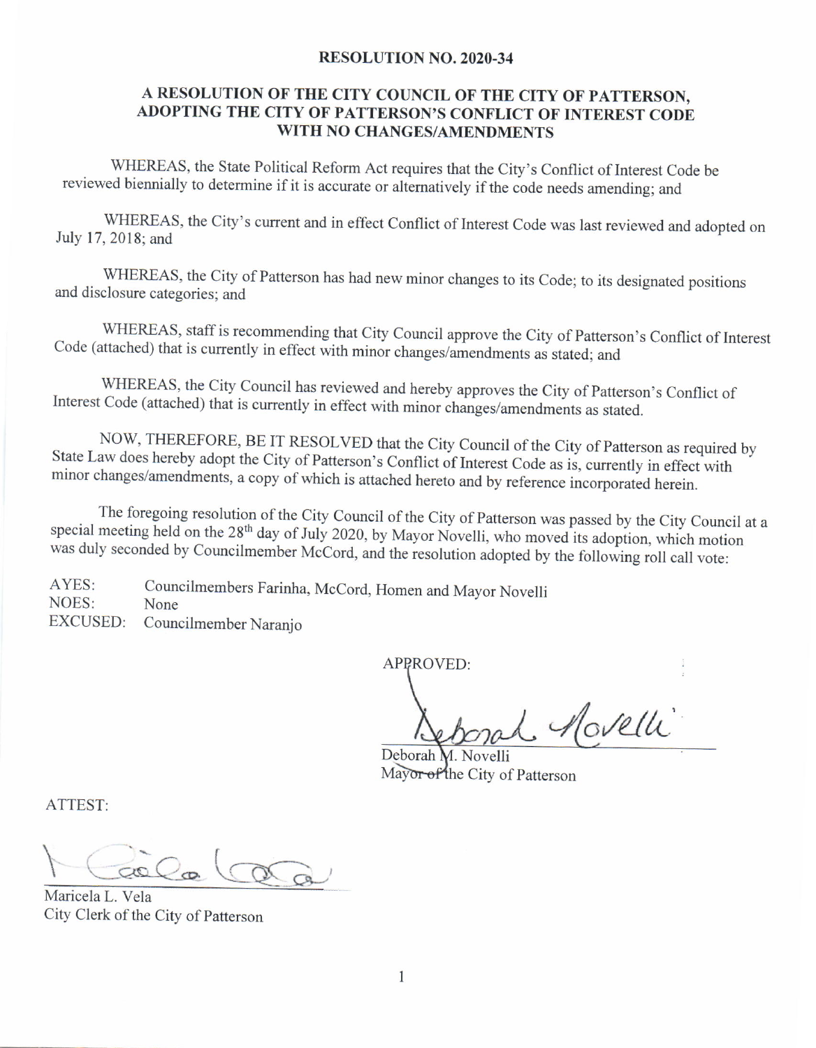**RESOLUTION NO. 2020-34**

**A RESOLUTION OF THE CITY COUNCIL OF THE CITY OF PATTERSON, ADOPTING THE CITY OF PATTERSON'S CONFLICT OF INTEREST CODE WITH NO CHANGES/AMENDMENTS**

WHEREAS, the State Political Reform Act requires that the City's Conflict of Interest Code be reviewed biennially to determine if it is accurate or alternatively if the code needs amending; and

WHEREAS, the City's current and in effect Conflict of Interest Code was last reviewed and adopted on July 17, 2018; and

WHEREAS, the City of Patterson has had new minor changes to its Code; to its designated positions and disclosure categories; and

WHEREAS, staff is recommending that City Council approve the City of Patterson's Conflict of Interest Code (attached) that is currently in effect with minor changes/amendments as stated; and

WHEREAS, the City Council has reviewed and hereby approves the City of Patterson's Conflict of Interest Code (attached) that is currently in effect with minor changes/amendments as stated.

NOW, THEREFORE, BE IT RESOLVED that the City Council of the City of Patterson as required by State Law does hereby adopt the City of Patterson's Conflict of Interest Code as is, currently in effect with minor changes/amendments, a copy of which is attached hereto and by reference incorporated herein.

The foregoing resolution of the City Council of the City of Patterson was passed by the City Council at a special meeting held on the 28th day of July 2020, by Mayor Novelli, who moved its adoption, which motion was duly seconded by Councilmember McCord, and the resolution adopted by the following roll call vote:

AYES: Councilmembers Farinha, McCord, Homen and Mayor Novelli
NOES: None
EXCUSED: Councilmember Naranjo

APPROVED:

Deborah M. Novelli
Mayor of the City of Patterson

ATTEST:

Maricela L. Vela
City Clerk of the City of Patterson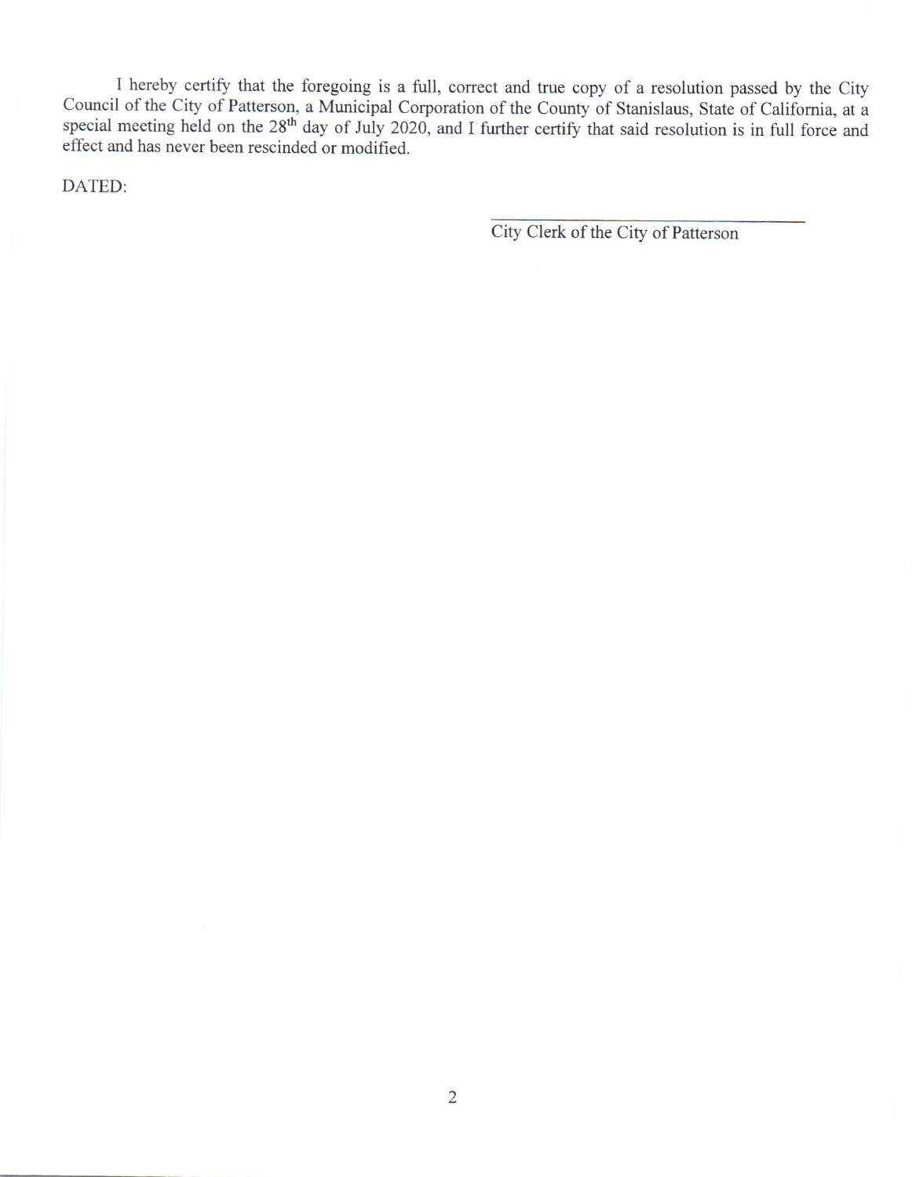I hereby certify that the foregoing is a full, correct and true copy of a resolution passed by the City Council of the City of Patterson, a Municipal Corporation of the County of Stanislaus, State of California, at a special meeting held on the 28th day of July 2020, and I further certify that said resolution is in full force and effect and has never been rescinded or modified.

DATED:

\_\_\_\_\_\_\_\_\_\_\_\_\_\_\_\_\_\_\_\_\_\_\_\_\_\_\_\_\_\_\_\_\_\_\_\_

City Clerk of the City of Patterson